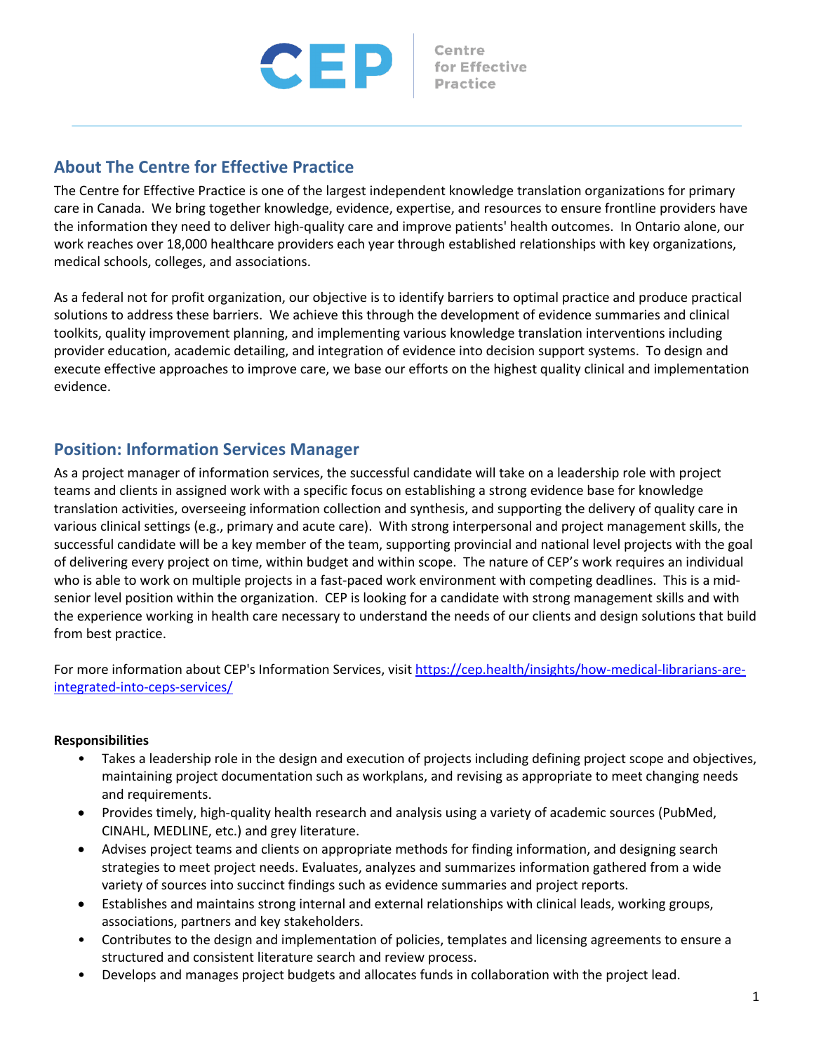CEP Centre for Effective Practice

## About The Centre for Effective Practice

The Centre for Effective Practice is one of the largest independent knowledge translation organizations for primary care in Canada. We bring together knowledge, evidence, expertise, and resources to ensure frontline providers have the information they need to deliver high-quality care and improve patients' health outcomes. In Ontario alone, our work reaches over 18,000 healthcare providers each year through established relationships with key organizations, medical schools, colleges, and associations.

As a federal not for profit organization, our objective is to identify barriers to optimal practice and produce practical solutions to address these barriers. We achieve this through the development of evidence summaries and clinical toolkits, quality improvement planning, and implementing various knowledge translation interventions including provider education, academic detailing, and integration of evidence into decision support systems. To design and execute effective approaches to improve care, we base our efforts on the highest quality clinical and implementation evidence.

## Position: Information Services Manager

As a project manager of information services, the successful candidate will take on a leadership role with project teams and clients in assigned work with a specific focus on establishing a strong evidence base for knowledge translation activities, overseeing information collection and synthesis, and supporting the delivery of quality care in various clinical settings (e.g., primary and acute care). With strong interpersonal and project management skills, the successful candidate will be a key member of the team, supporting provincial and national level projects with the goal of delivering every project on time, within budget and within scope. The nature of CEP's work requires an individual who is able to work on multiple projects in a fast-paced work environment with competing deadlines. This is a mid-senior level position within the organization. CEP is looking for a candidate with strong management skills and with the experience working in health care necessary to understand the needs of our clients and design solutions that build from best practice.

For more information about CEP's Information Services, visit [https://cep.health/insights/how-medical-librarians-are-integrated-into-ceps-services/](https://cep.health/insights/how-medical-librarians-are-integrated-into-ceps-services/)

**Responsibilities**

- Takes a leadership role in the design and execution of projects including defining project scope and objectives, maintaining project documentation such as workplans, and revising as appropriate to meet changing needs and requirements.
- Provides timely, high-quality health research and analysis using a variety of academic sources (PubMed, CINAHL, MEDLINE, etc.) and grey literature.
- Advises project teams and clients on appropriate methods for finding information, and designing search strategies to meet project needs. Evaluates, analyzes and summarizes information gathered from a wide variety of sources into succinct findings such as evidence summaries and project reports.
- Establishes and maintains strong internal and external relationships with clinical leads, working groups, associations, partners and key stakeholders.
- Contributes to the design and implementation of policies, templates and licensing agreements to ensure a structured and consistent literature search and review process.
- Develops and manages project budgets and allocates funds in collaboration with the project lead.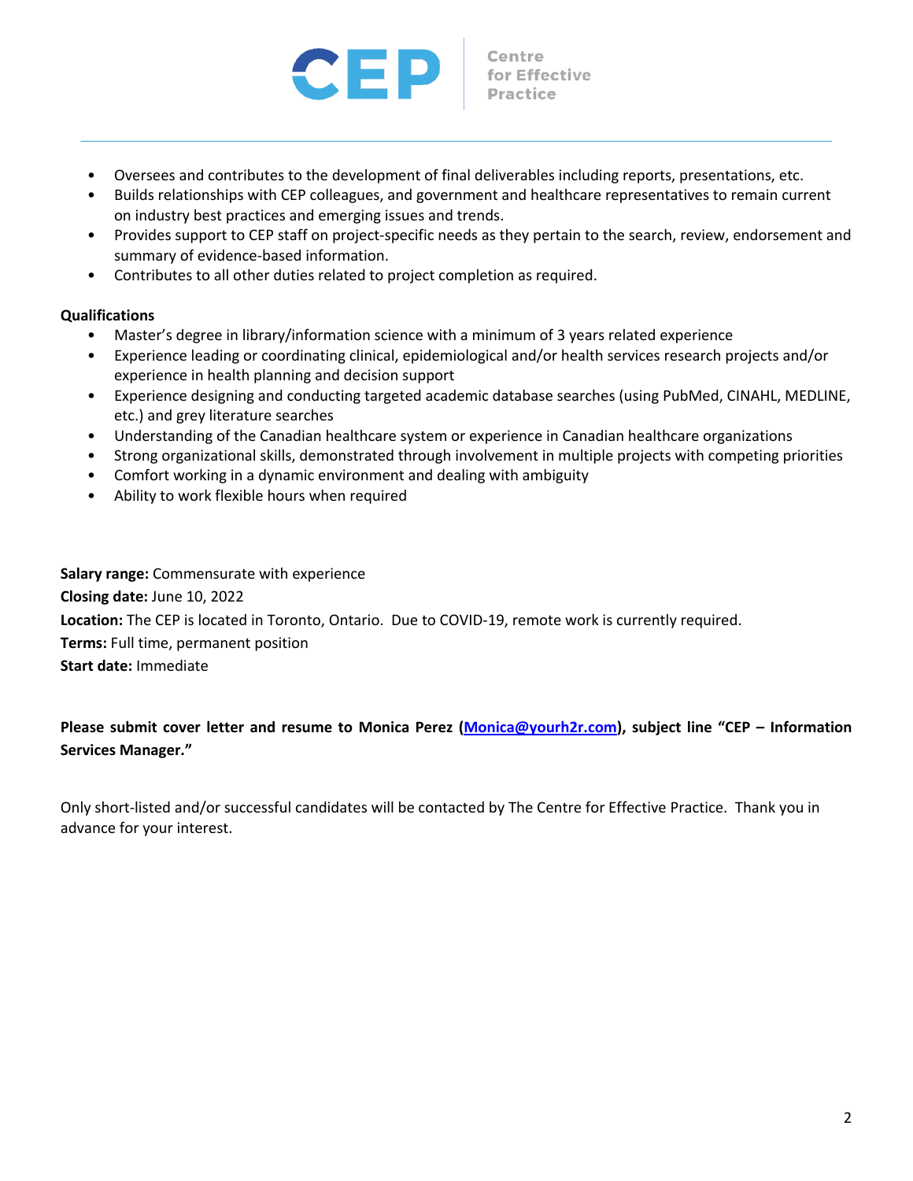- Oversees and contributes to the development of final deliverables including reports, presentations, etc.
- Builds relationships with CEP colleagues, and government and healthcare representatives to remain current on industry best practices and emerging issues and trends.
- Provides support to CEP staff on project-specific needs as they pertain to the search, review, endorsement and summary of evidence-based information.
- Contributes to all other duties related to project completion as required.

**Qualifications**

- Master's degree in library/information science with a minimum of 3 years related experience
- Experience leading or coordinating clinical, epidemiological and/or health services research projects and/or experience in health planning and decision support
- Experience designing and conducting targeted academic database searches (using PubMed, CINAHL, MEDLINE, etc.) and grey literature searches
- Understanding of the Canadian healthcare system or experience in Canadian healthcare organizations
- Strong organizational skills, demonstrated through involvement in multiple projects with competing priorities
- Comfort working in a dynamic environment and dealing with ambiguity
- Ability to work flexible hours when required

**Salary range:** Commensurate with experience
**Closing date:** June 10, 2022
**Location:** The CEP is located in Toronto, Ontario. Due to COVID-19, remote work is currently required.
**Terms:** Full time, permanent position
**Start date:** Immediate

**Please submit cover letter and resume to Monica Perez (Monica@yourh2r.com), subject line "CEP – Information Services Manager."**

Only short-listed and/or successful candidates will be contacted by The Centre for Effective Practice. Thank you in advance for your interest.